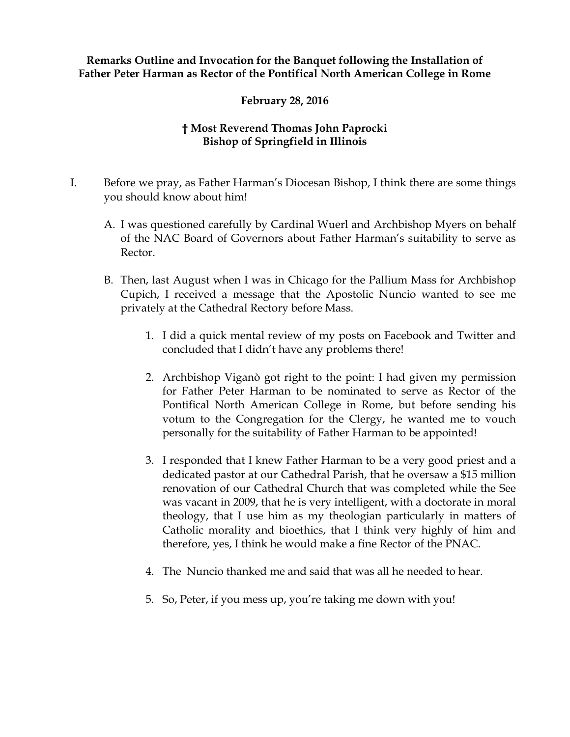**Remarks Outline and Invocation for the Banquet following the Installation of Father Peter Harman as Rector of the Pontifical North American College in Rome**

**February 28, 2016**

**† Most Reverend Thomas John Paprocki**
**Bishop of Springfield in Illinois**

I. Before we pray, as Father Harman's Diocesan Bishop, I think there are some things you should know about him!

   A. I was questioned carefully by Cardinal Wuerl and Archbishop Myers on behalf of the NAC Board of Governors about Father Harman's suitability to serve as Rector.

   B. Then, last August when I was in Chicago for the Pallium Mass for Archbishop Cupich, I received a message that the Apostolic Nuncio wanted to see me privately at the Cathedral Rectory before Mass.

      1. I did a quick mental review of my posts on Facebook and Twitter and concluded that I didn't have any problems there!

      2. Archbishop Viganò got right to the point: I had given my permission for Father Peter Harman to be nominated to serve as Rector of the Pontifical North American College in Rome, but before sending his votum to the Congregation for the Clergy, he wanted me to vouch personally for the suitability of Father Harman to be appointed!

      3. I responded that I knew Father Harman to be a very good priest and a dedicated pastor at our Cathedral Parish, that he oversaw a $15 million renovation of our Cathedral Church that was completed while the See was vacant in 2009, that he is very intelligent, with a doctorate in moral theology, that I use him as my theologian particularly in matters of Catholic morality and bioethics, that I think very highly of him and therefore, yes, I think he would make a fine Rector of the PNAC.

      4. The Nuncio thanked me and said that was all he needed to hear.

      5. So, Peter, if you mess up, you're taking me down with you!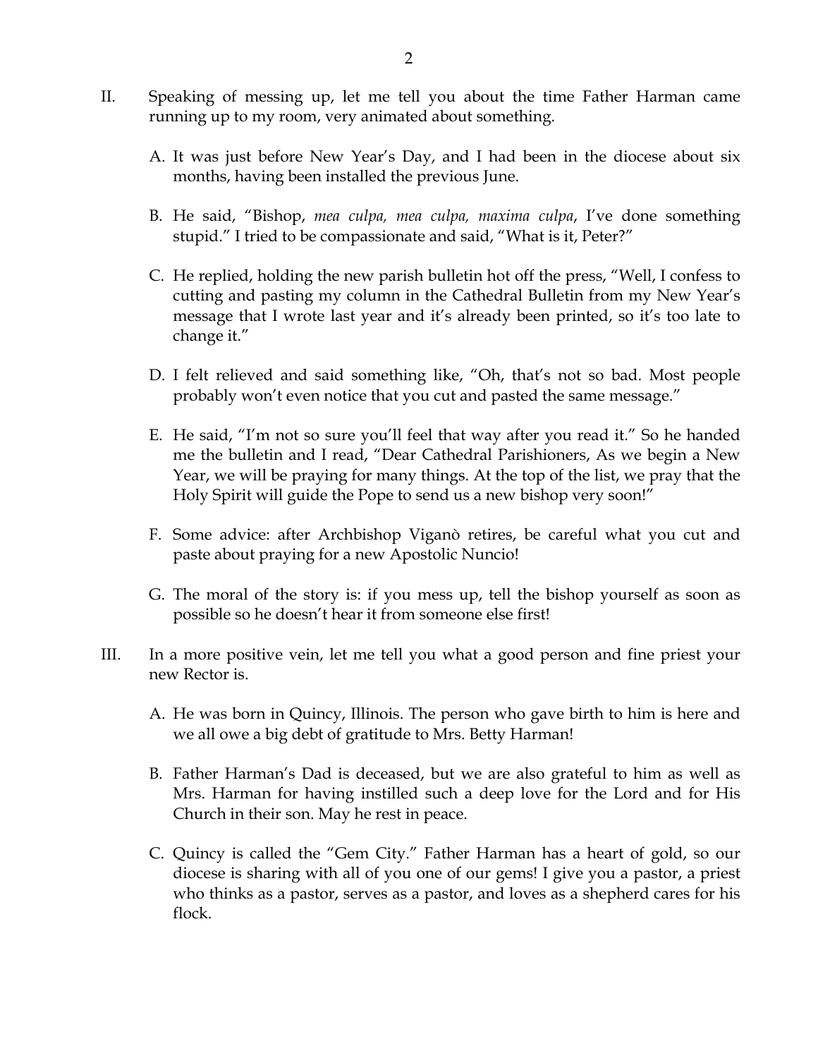II. Speaking of messing up, let me tell you about the time Father Harman came running up to my room, very animated about something.

A. It was just before New Year's Day, and I had been in the diocese about six months, having been installed the previous June.

B. He said, "Bishop, *mea culpa, mea culpa, maxima culpa*, I've done something stupid." I tried to be compassionate and said, "What is it, Peter?"

C. He replied, holding the new parish bulletin hot off the press, "Well, I confess to cutting and pasting my column in the Cathedral Bulletin from my New Year's message that I wrote last year and it's already been printed, so it's too late to change it."

D. I felt relieved and said something like, "Oh, that's not so bad. Most people probably won't even notice that you cut and pasted the same message."

E. He said, "I'm not so sure you'll feel that way after you read it." So he handed me the bulletin and I read, "Dear Cathedral Parishioners, As we begin a New Year, we will be praying for many things. At the top of the list, we pray that the Holy Spirit will guide the Pope to send us a new bishop very soon!"

F. Some advice: after Archbishop Viganò retires, be careful what you cut and paste about praying for a new Apostolic Nuncio!

G. The moral of the story is: if you mess up, tell the bishop yourself as soon as possible so he doesn't hear it from someone else first!

III. In a more positive vein, let me tell you what a good person and fine priest your new Rector is.

A. He was born in Quincy, Illinois. The person who gave birth to him is here and we all owe a big debt of gratitude to Mrs. Betty Harman!

B. Father Harman's Dad is deceased, but we are also grateful to him as well as Mrs. Harman for having instilled such a deep love for the Lord and for His Church in their son. May he rest in peace.

C. Quincy is called the "Gem City." Father Harman has a heart of gold, so our diocese is sharing with all of you one of our gems! I give you a pastor, a priest who thinks as a pastor, serves as a pastor, and loves as a shepherd cares for his flock.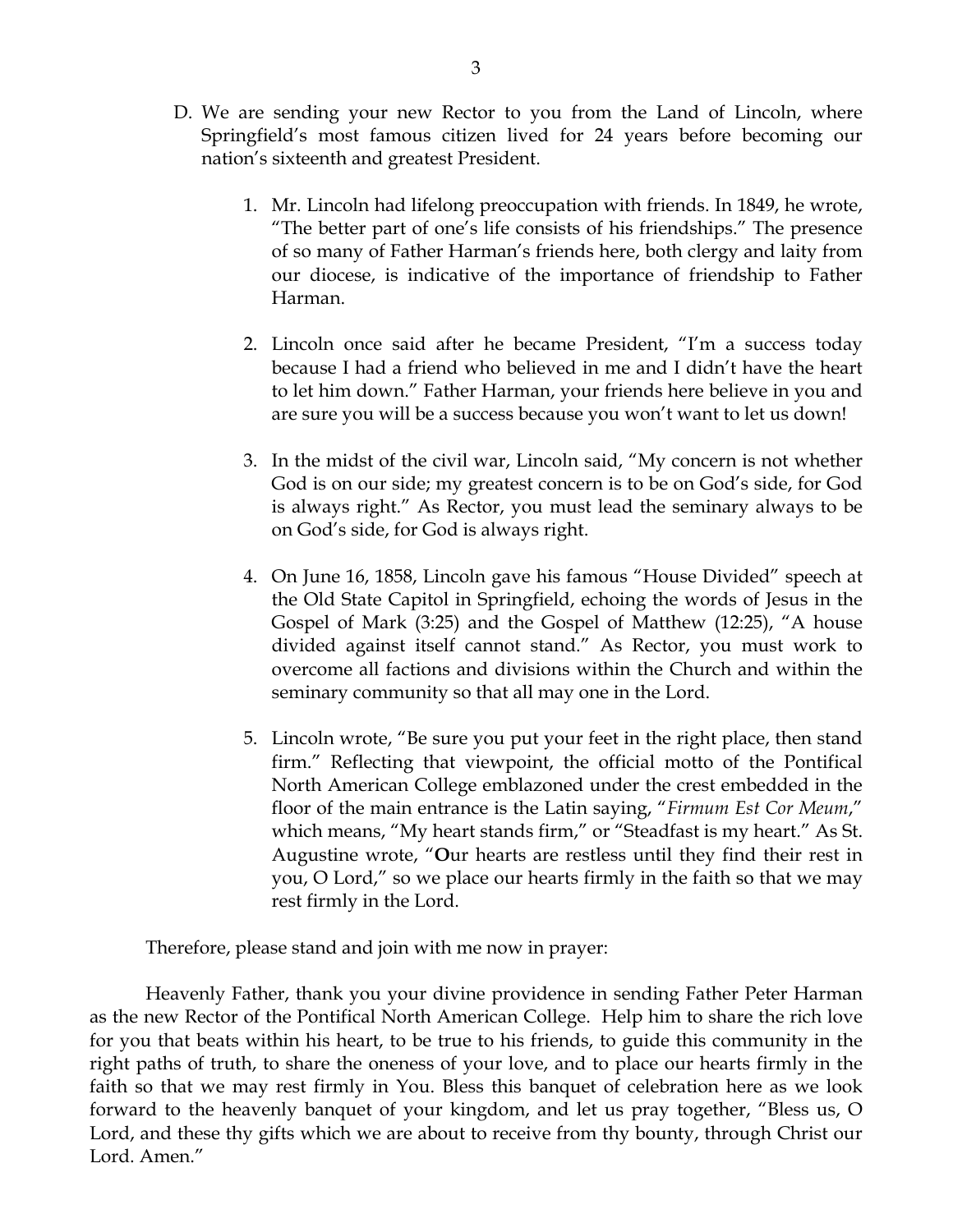D. We are sending your new Rector to you from the Land of Lincoln, where Springfield's most famous citizen lived for 24 years before becoming our nation's sixteenth and greatest President.

   1. Mr. Lincoln had lifelong preoccupation with friends. In 1849, he wrote, "The better part of one's life consists of his friendships." The presence of so many of Father Harman's friends here, both clergy and laity from our diocese, is indicative of the importance of friendship to Father Harman.

   2. Lincoln once said after he became President, "I'm a success today because I had a friend who believed in me and I didn't have the heart to let him down." Father Harman, your friends here believe in you and are sure you will be a success because you won't want to let us down!

   3. In the midst of the civil war, Lincoln said, "My concern is not whether God is on our side; my greatest concern is to be on God's side, for God is always right." As Rector, you must lead the seminary always to be on God's side, for God is always right.

   4. On June 16, 1858, Lincoln gave his famous "House Divided" speech at the Old State Capitol in Springfield, echoing the words of Jesus in the Gospel of Mark (3:25) and the Gospel of Matthew (12:25), "A house divided against itself cannot stand." As Rector, you must work to overcome all factions and divisions within the Church and within the seminary community so that all may one in the Lord.

   5. Lincoln wrote, "Be sure you put your feet in the right place, then stand firm." Reflecting that viewpoint, the official motto of the Pontifical North American College emblazoned under the crest embedded in the floor of the main entrance is the Latin saying, "*Firmum Est Cor Meum*," which means, "My heart stands firm," or "Steadfast is my heart." As St. Augustine wrote, "**O**ur hearts are restless until they find their rest in you, O Lord," so we place our hearts firmly in the faith so that we may rest firmly in the Lord.

Therefore, please stand and join with me now in prayer:

Heavenly Father, thank you your divine providence in sending Father Peter Harman as the new Rector of the Pontifical North American College. Help him to share the rich love for you that beats within his heart, to be true to his friends, to guide this community in the right paths of truth, to share the oneness of your love, and to place our hearts firmly in the faith so that we may rest firmly in You. Bless this banquet of celebration here as we look forward to the heavenly banquet of your kingdom, and let us pray together, "Bless us, O Lord, and these thy gifts which we are about to receive from thy bounty, through Christ our Lord. Amen."